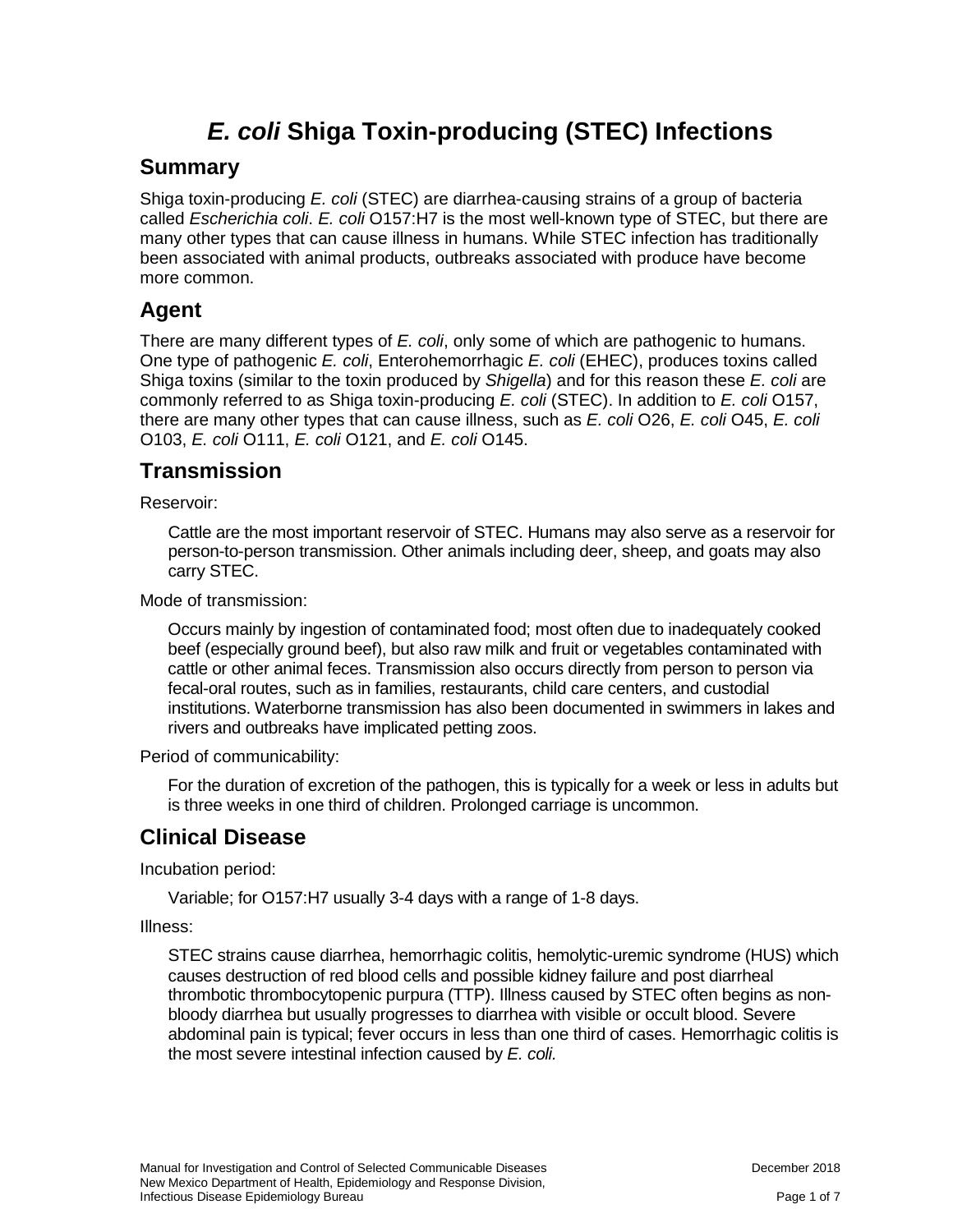# *E. coli* Shiga Toxin-producing (STEC) Infections

## Summary

Shiga toxin-producing *E. coli* (STEC) are diarrhea-causing strains of a group of bacteria called *Escherichia coli*. *E. coli* O157:H7 is the most well-known type of STEC, but there are many other types that can cause illness in humans. While STEC infection has traditionally been associated with animal products, outbreaks associated with produce have become more common.

## Agent

There are many different types of *E. coli*, only some of which are pathogenic to humans. One type of pathogenic *E. coli*, Enterohemorrhagic *E. coli* (EHEC), produces toxins called Shiga toxins (similar to the toxin produced by *Shigella*) and for this reason these *E. coli* are commonly referred to as Shiga toxin-producing *E. coli* (STEC). In addition to *E. coli* O157, there are many other types that can cause illness, such as *E. coli* O26, *E. coli* O45, *E. coli* O103, *E. coli* O111, *E. coli* O121, and *E. coli* O145.

## Transmission

Reservoir:

> Cattle are the most important reservoir of STEC. Humans may also serve as a reservoir for person-to-person transmission. Other animals including deer, sheep, and goats may also carry STEC.

Mode of transmission:

> Occurs mainly by ingestion of contaminated food; most often due to inadequately cooked beef (especially ground beef), but also raw milk and fruit or vegetables contaminated with cattle or other animal feces. Transmission also occurs directly from person to person via fecal-oral routes, such as in families, restaurants, child care centers, and custodial institutions. Waterborne transmission has also been documented in swimmers in lakes and rivers and outbreaks have implicated petting zoos.

Period of communicability:

> For the duration of excretion of the pathogen, this is typically for a week or less in adults but is three weeks in one third of children. Prolonged carriage is uncommon.

## Clinical Disease

Incubation period:

> Variable; for O157:H7 usually 3-4 days with a range of 1-8 days.

Illness:

> STEC strains cause diarrhea, hemorrhagic colitis, hemolytic-uremic syndrome (HUS) which causes destruction of red blood cells and possible kidney failure and post diarrheal thrombotic thrombocytopenic purpura (TTP). Illness caused by STEC often begins as non-bloody diarrhea but usually progresses to diarrhea with visible or occult blood. Severe abdominal pain is typical; fever occurs in less than one third of cases. Hemorrhagic colitis is the most severe intestinal infection caused by *E. coli.*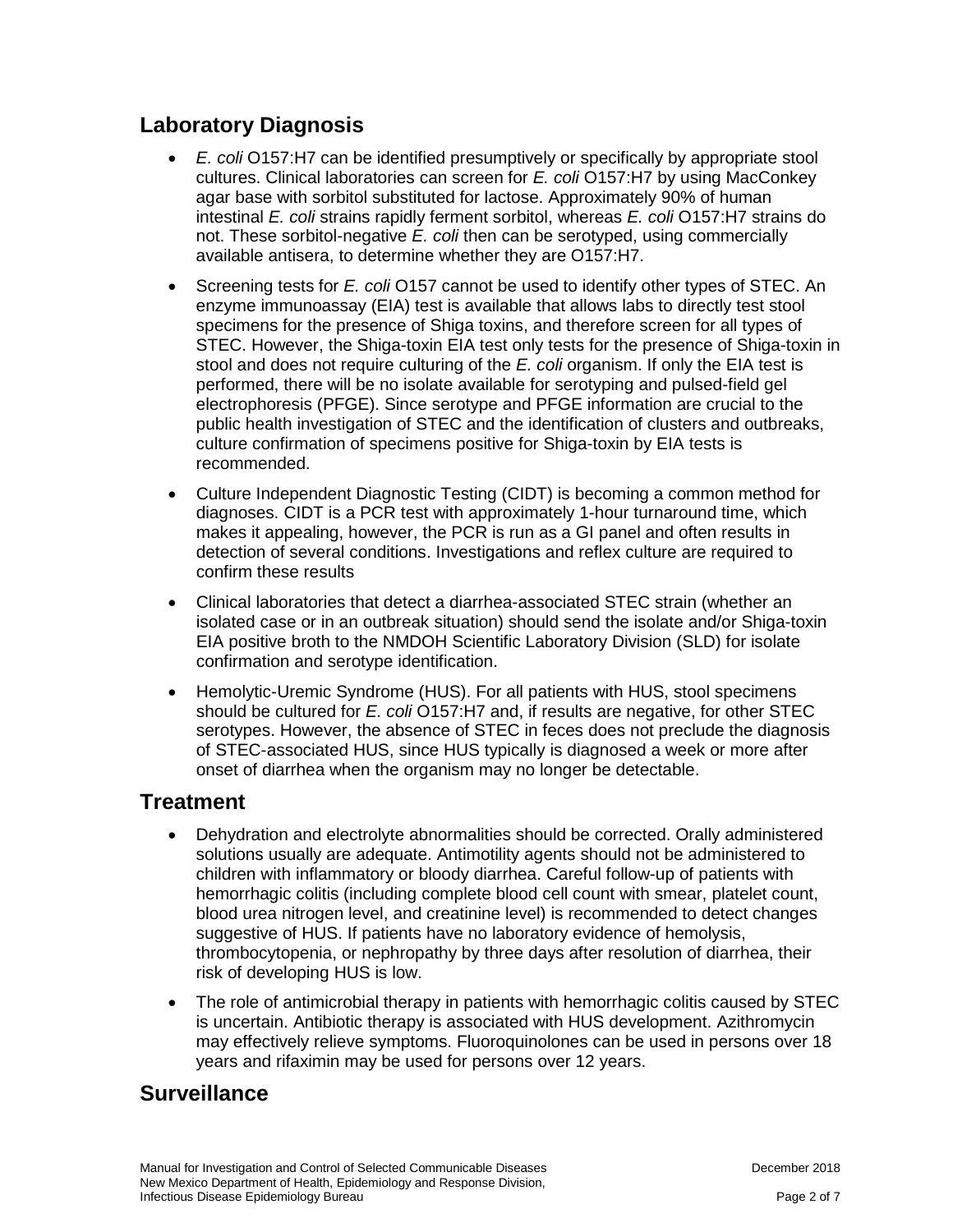## Laboratory Diagnosis

- *E. coli* O157:H7 can be identified presumptively or specifically by appropriate stool cultures. Clinical laboratories can screen for *E. coli* O157:H7 by using MacConkey agar base with sorbitol substituted for lactose. Approximately 90% of human intestinal *E. coli* strains rapidly ferment sorbitol, whereas *E. coli* O157:H7 strains do not. These sorbitol-negative *E. coli* then can be serotyped, using commercially available antisera, to determine whether they are O157:H7.
- Screening tests for *E. coli* O157 cannot be used to identify other types of STEC. An enzyme immunoassay (EIA) test is available that allows labs to directly test stool specimens for the presence of Shiga toxins, and therefore screen for all types of STEC. However, the Shiga-toxin EIA test only tests for the presence of Shiga-toxin in stool and does not require culturing of the *E. coli* organism. If only the EIA test is performed, there will be no isolate available for serotyping and pulsed-field gel electrophoresis (PFGE). Since serotype and PFGE information are crucial to the public health investigation of STEC and the identification of clusters and outbreaks, culture confirmation of specimens positive for Shiga-toxin by EIA tests is recommended.
- Culture Independent Diagnostic Testing (CIDT) is becoming a common method for diagnoses. CIDT is a PCR test with approximately 1-hour turnaround time, which makes it appealing, however, the PCR is run as a GI panel and often results in detection of several conditions. Investigations and reflex culture are required to confirm these results
- Clinical laboratories that detect a diarrhea-associated STEC strain (whether an isolated case or in an outbreak situation) should send the isolate and/or Shiga-toxin EIA positive broth to the NMDOH Scientific Laboratory Division (SLD) for isolate confirmation and serotype identification.
- Hemolytic-Uremic Syndrome (HUS). For all patients with HUS, stool specimens should be cultured for *E. coli* O157:H7 and, if results are negative, for other STEC serotypes. However, the absence of STEC in feces does not preclude the diagnosis of STEC-associated HUS, since HUS typically is diagnosed a week or more after onset of diarrhea when the organism may no longer be detectable.

## Treatment

- Dehydration and electrolyte abnormalities should be corrected. Orally administered solutions usually are adequate. Antimotility agents should not be administered to children with inflammatory or bloody diarrhea. Careful follow-up of patients with hemorrhagic colitis (including complete blood cell count with smear, platelet count, blood urea nitrogen level, and creatinine level) is recommended to detect changes suggestive of HUS. If patients have no laboratory evidence of hemolysis, thrombocytopenia, or nephropathy by three days after resolution of diarrhea, their risk of developing HUS is low.
- The role of antimicrobial therapy in patients with hemorrhagic colitis caused by STEC is uncertain. Antibiotic therapy is associated with HUS development. Azithromycin may effectively relieve symptoms. Fluoroquinolones can be used in persons over 18 years and rifaximin may be used for persons over 12 years.

## Surveillance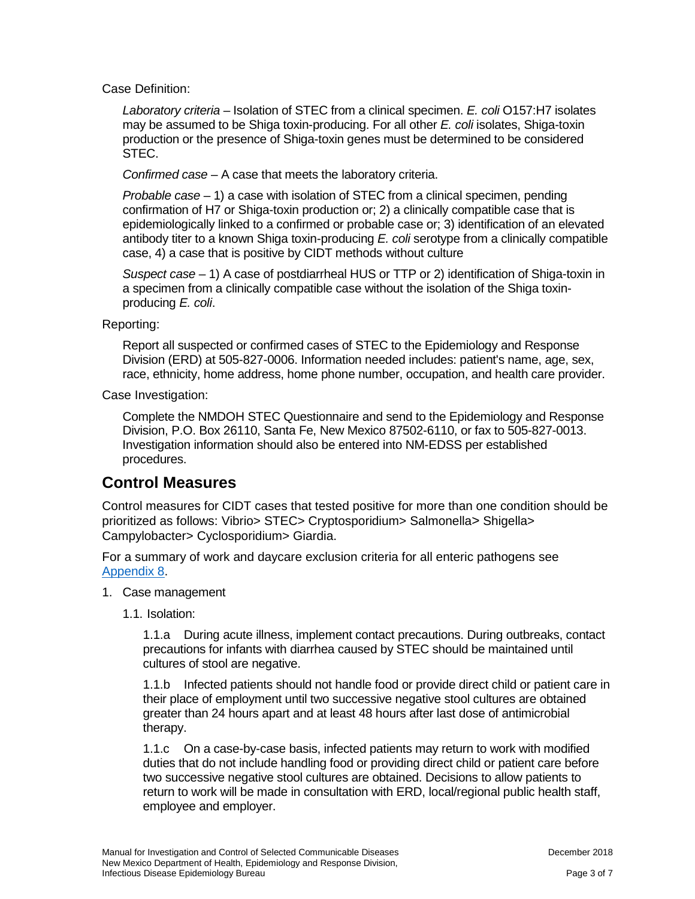Case Definition:

*Laboratory criteria* – Isolation of STEC from a clinical specimen. *E. coli* O157:H7 isolates may be assumed to be Shiga toxin-producing. For all other *E. coli* isolates, Shiga-toxin production or the presence of Shiga-toxin genes must be determined to be considered STEC.

*Confirmed case* – A case that meets the laboratory criteria.

*Probable case* – 1) a case with isolation of STEC from a clinical specimen, pending confirmation of H7 or Shiga-toxin production or; 2) a clinically compatible case that is epidemiologically linked to a confirmed or probable case or; 3) identification of an elevated antibody titer to a known Shiga toxin-producing *E. coli* serotype from a clinically compatible case, 4) a case that is positive by CIDT methods without culture

*Suspect case* – 1) A case of postdiarrheal HUS or TTP or 2) identification of Shiga-toxin in a specimen from a clinically compatible case without the isolation of the Shiga toxin-producing *E. coli*.

Reporting:

Report all suspected or confirmed cases of STEC to the Epidemiology and Response Division (ERD) at 505-827-0006. Information needed includes: patient's name, age, sex, race, ethnicity, home address, home phone number, occupation, and health care provider.

Case Investigation:

Complete the NMDOH STEC Questionnaire and send to the Epidemiology and Response Division, P.O. Box 26110, Santa Fe, New Mexico 87502-6110, or fax to 505-827-0013. Investigation information should also be entered into NM-EDSS per established procedures.

## Control Measures

Control measures for CIDT cases that tested positive for more than one condition should be prioritized as follows: Vibrio> STEC> Cryptosporidium> Salmonella> Shigella> Campylobacter> Cyclosporidium> Giardia.

For a summary of work and daycare exclusion criteria for all enteric pathogens see Appendix 8.

1. Case management

   1.1. Isolation:

      1.1.a During acute illness, implement contact precautions. During outbreaks, contact precautions for infants with diarrhea caused by STEC should be maintained until cultures of stool are negative.

      1.1.b Infected patients should not handle food or provide direct child or patient care in their place of employment until two successive negative stool cultures are obtained greater than 24 hours apart and at least 48 hours after last dose of antimicrobial therapy.

      1.1.c On a case-by-case basis, infected patients may return to work with modified duties that do not include handling food or providing direct child or patient care before two successive negative stool cultures are obtained. Decisions to allow patients to return to work will be made in consultation with ERD, local/regional public health staff, employee and employer.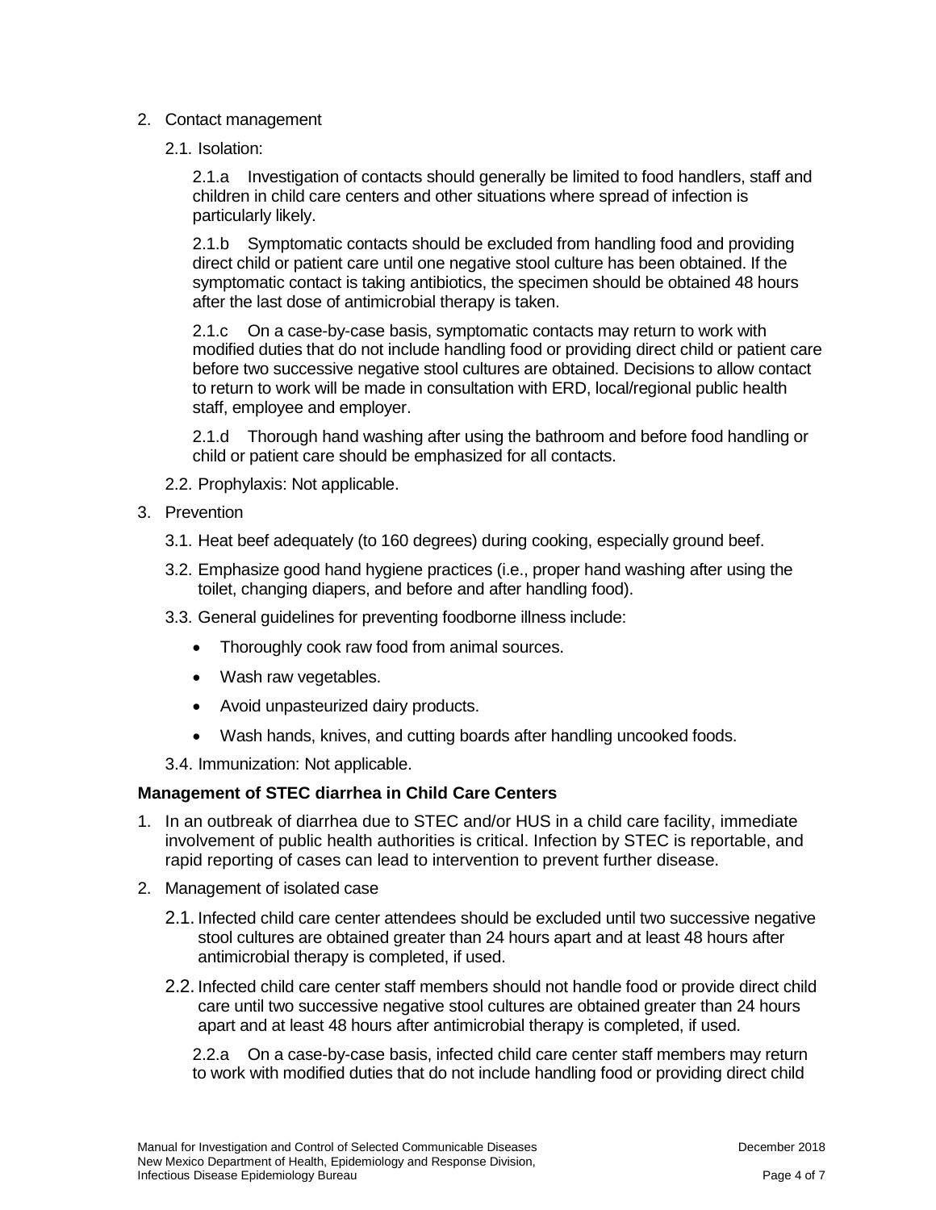2. Contact management

   2.1. Isolation:

   2.1.a Investigation of contacts should generally be limited to food handlers, staff and children in child care centers and other situations where spread of infection is particularly likely.

   2.1.b Symptomatic contacts should be excluded from handling food and providing direct child or patient care until one negative stool culture has been obtained. If the symptomatic contact is taking antibiotics, the specimen should be obtained 48 hours after the last dose of antimicrobial therapy is taken.

   2.1.c On a case-by-case basis, symptomatic contacts may return to work with modified duties that do not include handling food or providing direct child or patient care before two successive negative stool cultures are obtained. Decisions to allow contact to return to work will be made in consultation with ERD, local/regional public health staff, employee and employer.

   2.1.d Thorough hand washing after using the bathroom and before food handling or child or patient care should be emphasized for all contacts.

   2.2. Prophylaxis: Not applicable.

3. Prevention

   3.1. Heat beef adequately (to 160 degrees) during cooking, especially ground beef.

   3.2. Emphasize good hand hygiene practices (i.e., proper hand washing after using the toilet, changing diapers, and before and after handling food).

   3.3. General guidelines for preventing foodborne illness include:

   - Thoroughly cook raw food from animal sources.
   - Wash raw vegetables.
   - Avoid unpasteurized dairy products.
   - Wash hands, knives, and cutting boards after handling uncooked foods.

   3.4. Immunization: Not applicable.

**Management of STEC diarrhea in Child Care Centers**

1. In an outbreak of diarrhea due to STEC and/or HUS in a child care facility, immediate involvement of public health authorities is critical. Infection by STEC is reportable, and rapid reporting of cases can lead to intervention to prevent further disease.

2. Management of isolated case

   2.1. Infected child care center attendees should be excluded until two successive negative stool cultures are obtained greater than 24 hours apart and at least 48 hours after antimicrobial therapy is completed, if used.

   2.2. Infected child care center staff members should not handle food or provide direct child care until two successive negative stool cultures are obtained greater than 24 hours apart and at least 48 hours after antimicrobial therapy is completed, if used.

   2.2.a On a case-by-case basis, infected child care center staff members may return to work with modified duties that do not include handling food or providing direct child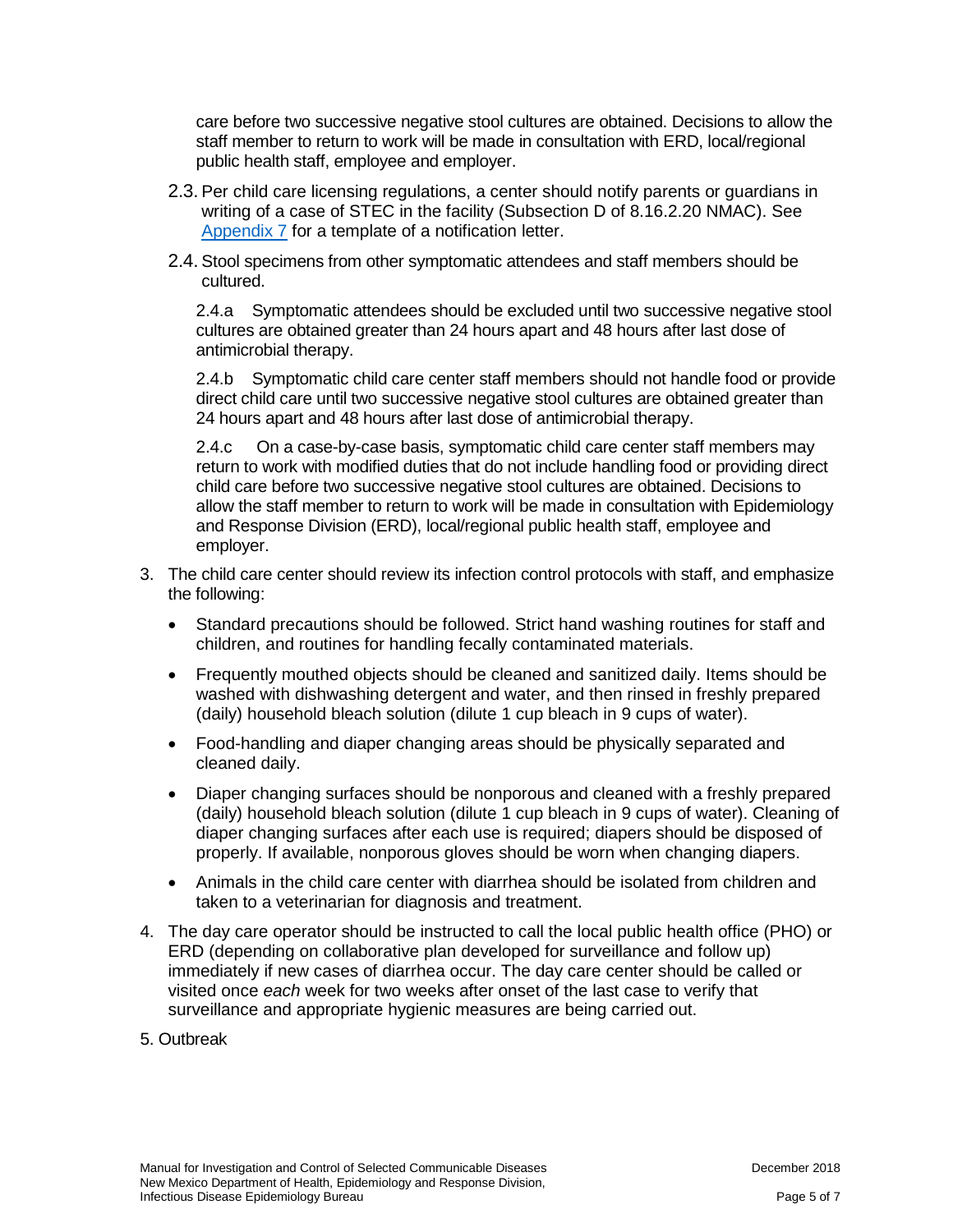care before two successive negative stool cultures are obtained. Decisions to allow the staff member to return to work will be made in consultation with ERD, local/regional public health staff, employee and employer.

2.3. Per child care licensing regulations, a center should notify parents or guardians in writing of a case of STEC in the facility (Subsection D of 8.16.2.20 NMAC). See Appendix 7 for a template of a notification letter.

2.4. Stool specimens from other symptomatic attendees and staff members should be cultured.

2.4.a Symptomatic attendees should be excluded until two successive negative stool cultures are obtained greater than 24 hours apart and 48 hours after last dose of antimicrobial therapy.

2.4.b Symptomatic child care center staff members should not handle food or provide direct child care until two successive negative stool cultures are obtained greater than 24 hours apart and 48 hours after last dose of antimicrobial therapy.

2.4.c On a case-by-case basis, symptomatic child care center staff members may return to work with modified duties that do not include handling food or providing direct child care before two successive negative stool cultures are obtained. Decisions to allow the staff member to return to work will be made in consultation with Epidemiology and Response Division (ERD), local/regional public health staff, employee and employer.

3. The child care center should review its infection control protocols with staff, and emphasize the following:
   - Standard precautions should be followed. Strict hand washing routines for staff and children, and routines for handling fecally contaminated materials.
   - Frequently mouthed objects should be cleaned and sanitized daily. Items should be washed with dishwashing detergent and water, and then rinsed in freshly prepared (daily) household bleach solution (dilute 1 cup bleach in 9 cups of water).
   - Food-handling and diaper changing areas should be physically separated and cleaned daily.
   - Diaper changing surfaces should be nonporous and cleaned with a freshly prepared (daily) household bleach solution (dilute 1 cup bleach in 9 cups of water). Cleaning of diaper changing surfaces after each use is required; diapers should be disposed of properly. If available, nonporous gloves should be worn when changing diapers.
   - Animals in the child care center with diarrhea should be isolated from children and taken to a veterinarian for diagnosis and treatment.

4. The day care operator should be instructed to call the local public health office (PHO) or ERD (depending on collaborative plan developed for surveillance and follow up) immediately if new cases of diarrhea occur. The day care center should be called or visited once *each* week for two weeks after onset of the last case to verify that surveillance and appropriate hygienic measures are being carried out.

5. Outbreak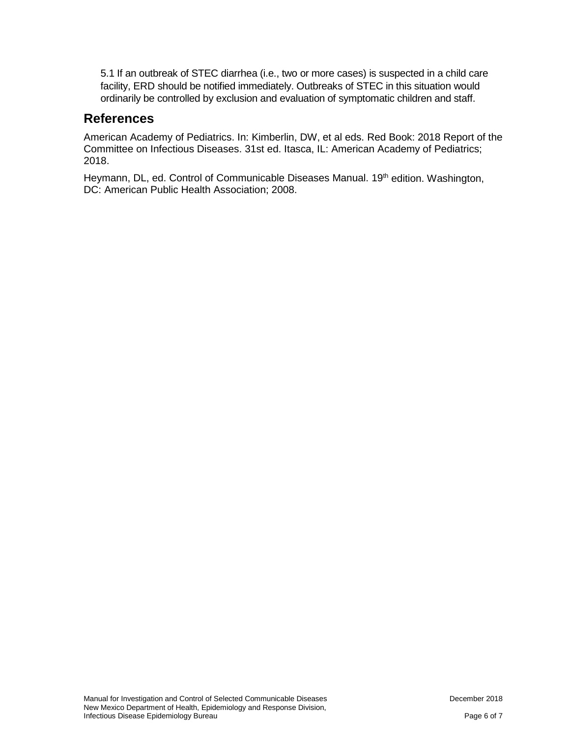5.1 If an outbreak of STEC diarrhea (i.e., two or more cases) is suspected in a child care facility, ERD should be notified immediately. Outbreaks of STEC in this situation would ordinarily be controlled by exclusion and evaluation of symptomatic children and staff.

## References

American Academy of Pediatrics. In: Kimberlin, DW, et al eds. Red Book: 2018 Report of the Committee on Infectious Diseases. 31st ed. Itasca, IL: American Academy of Pediatrics; 2018.

Heymann, DL, ed. Control of Communicable Diseases Manual. 19th edition. Washington, DC: American Public Health Association; 2008.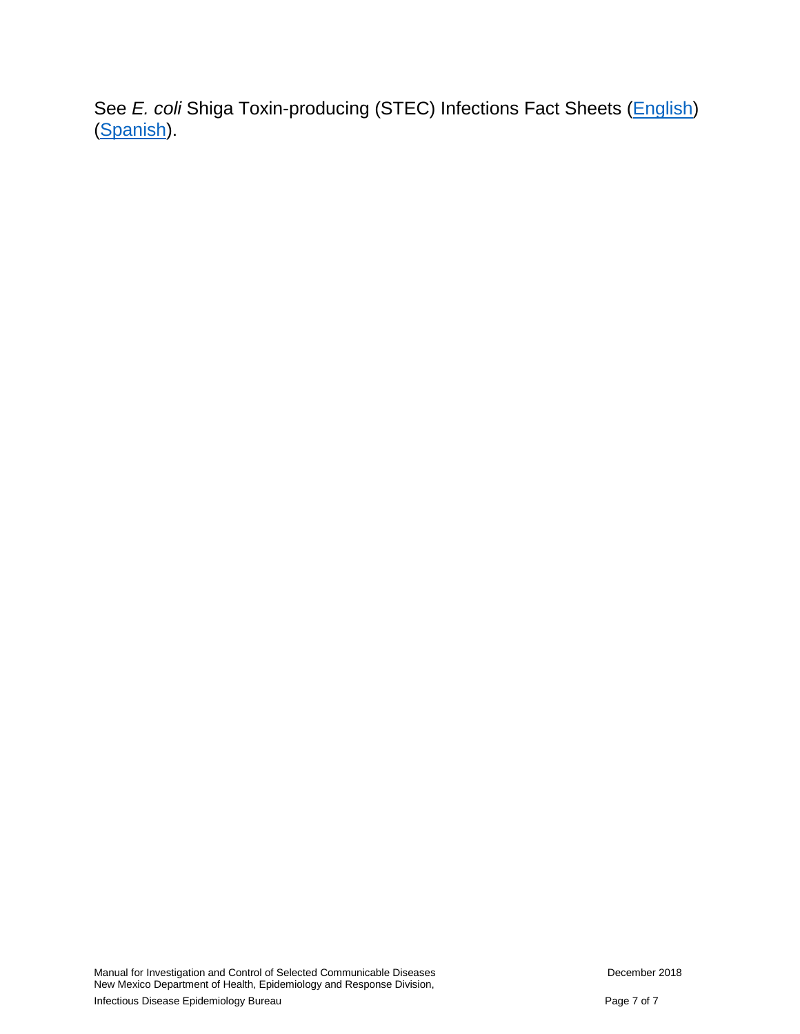See *E. coli* Shiga Toxin-producing (STEC) Infections Fact Sheets (English) (Spanish).